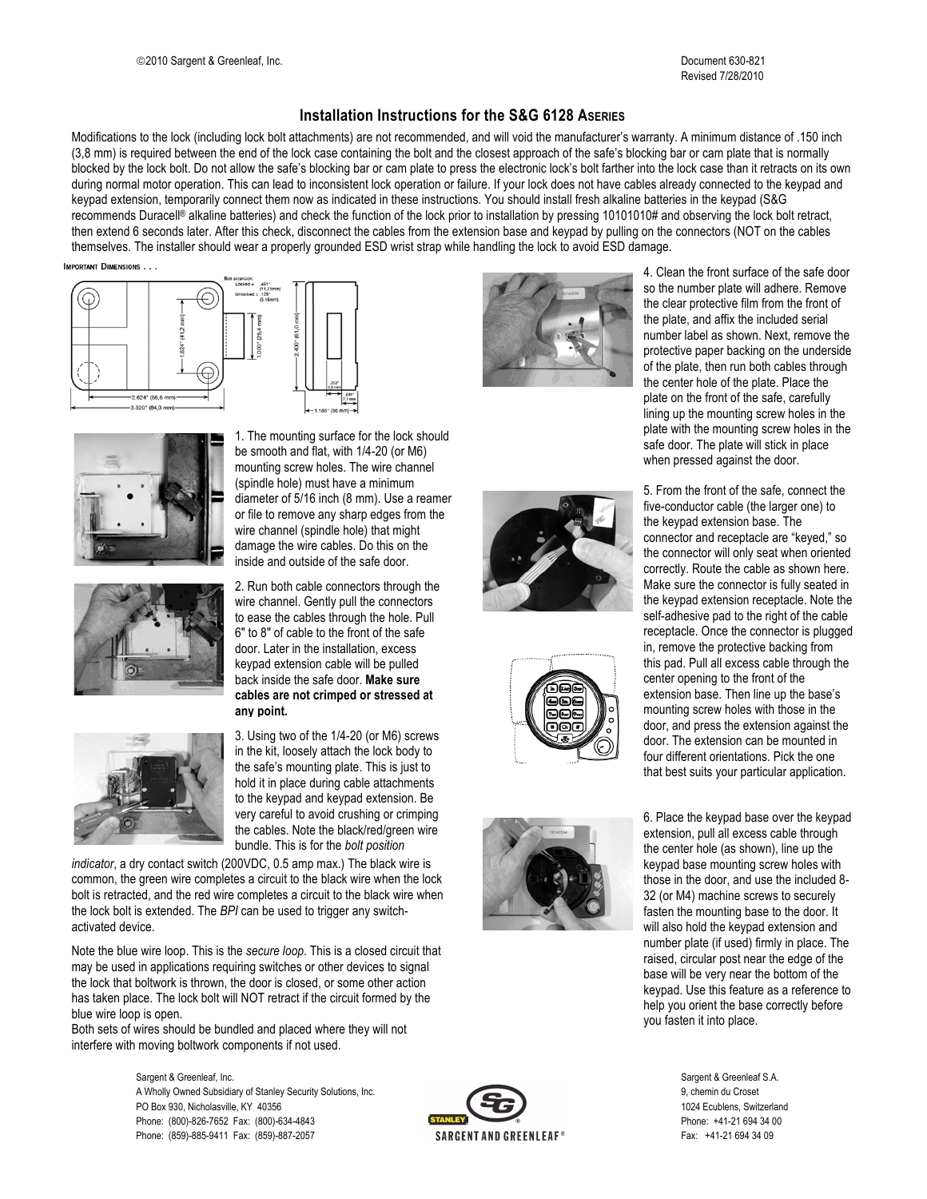©2010 Sargent & Greenleaf, Inc.

Document 630-821
Revised 7/28/2010

# Installation Instructions for the S&G 6128 ASERIES

Modifications to the lock (including lock bolt attachments) are not recommended, and will void the manufacturer's warranty. A minimum distance of .150 inch (3,8 mm) is required between the end of the lock case containing the bolt and the closest approach of the safe's blocking bar or cam plate that is normally blocked by the lock bolt. Do not allow the safe's blocking bar or cam plate to press the electronic lock's bolt farther into the lock case than it retracts on its own during normal motor operation. This can lead to inconsistent lock operation or failure. If your lock does not have cables already connected to the keypad and keypad extension, temporarily connect them now as indicated in these instructions. You should install fresh alkaline batteries in the keypad (S&G recommends Duracell® alkaline batteries) and check the function of the lock prior to installation by pressing 10101010# and observing the lock bolt retract, then extend 6 seconds later. After this check, disconnect the cables from the extension base and keypad by pulling on the connectors (NOT on the cables themselves. The installer should wear a properly grounded ESD wrist strap while handling the lock to avoid ESD damage.

IMPORTANT DIMENSIONS . . .

Bolt extension:
Locked = .461" (11,7mm)
Unlocked = .125" (3,18mm)

1.624" (41,2 mm)
1.000" (25,4 mm)
2.400" (61,0 mm)
2.624" (66,6 mm)
3.320" (84,3 mm)
.312" 7,9 mm
.281" 7,1 mm
1.165" (30 mm)

1. The mounting surface for the lock should be smooth and flat, with 1/4-20 (or M6) mounting screw holes. The wire channel (spindle hole) must have a minimum diameter of 5/16 inch (8 mm). Use a reamer or file to remove any sharp edges from the wire channel (spindle hole) that might damage the wire cables. Do this on the inside and outside of the safe door.

2. Run both cable connectors through the wire channel. Gently pull the connectors to ease the cables through the hole. Pull 6" to 8" of cable to the front of the safe door. Later in the installation, excess keypad extension cable will be pulled back inside the safe door. **Make sure cables are not crimped or stressed at any point.**

3. Using two of the 1/4-20 (or M6) screws in the kit, loosely attach the lock body to the safe's mounting plate. This is just to hold it in place during cable attachments to the keypad and keypad extension. Be very careful to avoid crushing or crimping the cables. Note the black/red/green wire bundle. This is for the *bolt position indicator*, a dry contact switch (200VDC, 0.5 amp max.) The black wire is common, the green wire completes a circuit to the black wire when the lock bolt is retracted, and the red wire completes a circuit to the black wire when the lock bolt is extended. The *BPI* can be used to trigger any switch-activated device.

Note the blue wire loop. This is the *secure loop*. This is a closed circuit that may be used in applications requiring switches or other devices to signal the lock that boltwork is thrown, the door is closed, or some other action has taken place. The lock bolt will NOT retract if the circuit formed by the blue wire loop is open.

Both sets of wires should be bundled and placed where they will not interfere with moving boltwork components if not used.

4. Clean the front surface of the safe door so the number plate will adhere. Remove the clear protective film from the front of the plate, and affix the included serial number label as shown. Next, remove the protective paper backing on the underside of the plate, then run both cables through the center hole of the plate. Place the plate on the front of the safe, carefully lining up the mounting screw holes in the plate with the mounting screw holes in the safe door. The plate will stick in place when pressed against the door.

5. From the front of the safe, connect the five-conductor cable (the larger one) to the keypad extension base. The connector and receptacle are "keyed," so the connector will only seat when oriented correctly. Route the cable as shown here. Make sure the connector is fully seated in the keypad extension receptacle. Note the self-adhesive pad to the right of the cable receptacle. Once the connector is plugged in, remove the protective backing from this pad. Pull all excess cable through the center opening to the front of the extension base. Then line up the base's mounting screw holes with those in the door, and press the extension against the door. The extension can be mounted in four different orientations. Pick the one that best suits your particular application.

6. Place the keypad base over the keypad extension, pull all excess cable through the center hole (as shown), line up the keypad base mounting screw holes with those in the door, and use the included 8-32 (or M4) machine screws to securely fasten the mounting base to the door. It will also hold the keypad extension and number plate (if used) firmly in place. The raised, circular post near the edge of the base will be very near the bottom of the keypad. Use this feature as a reference to help you orient the base correctly before you fasten it into place.

Sargent & Greenleaf, Inc.
A Wholly Owned Subsidiary of Stanley Security Solutions, Inc.
PO Box 930, Nicholasville, KY 40356
Phone: (800)-826-7652 Fax: (800)-634-4843
Phone: (859)-885-9411 Fax: (859)-887-2057

Sargent & Greenleaf S.A.
9, chemin du Croset
1024 Ecublens, Switzerland
Phone: +41-21 694 34 00
Fax: +41-21 694 34 09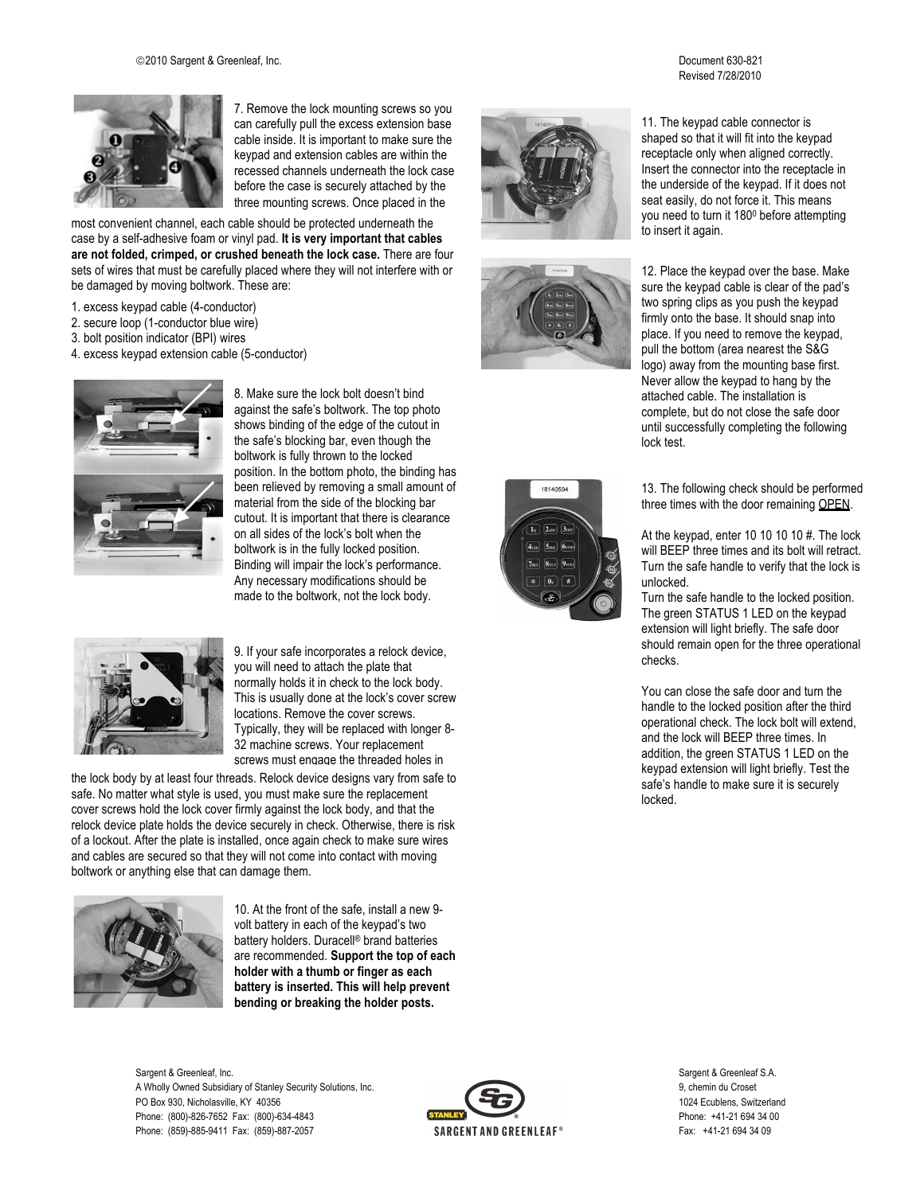7. Remove the lock mounting screws so you can carefully pull the excess extension base cable inside. It is important to make sure the keypad and extension cables are within the recessed channels underneath the lock case before the case is securely attached by the three mounting screws. Once placed in the most convenient channel, each cable should be protected underneath the case by a self-adhesive foam or vinyl pad. **It is very important that cables are not folded, crimped, or crushed beneath the lock case.** There are four sets of wires that must be carefully placed where they will not interfere with or be damaged by moving boltwork. These are:

1. excess keypad cable (4-conductor)
2. secure loop (1-conductor blue wire)
3. bolt position indicator (BPI) wires
4. excess keypad extension cable (5-conductor)

8. Make sure the lock bolt doesn't bind against the safe's boltwork. The top photo shows binding of the edge of the cutout in the safe's blocking bar, even though the boltwork is fully thrown to the locked position. In the bottom photo, the binding has been relieved by removing a small amount of material from the side of the blocking bar cutout. It is important that there is clearance on all sides of the lock's bolt when the boltwork is in the fully locked position. Binding will impair the lock's performance. Any necessary modifications should be made to the boltwork, not the lock body.

9. If your safe incorporates a relock device, you will need to attach the plate that normally holds it in check to the lock body. This is usually done at the lock's cover screw locations. Remove the cover screws. Typically, they will be replaced with longer 8-32 machine screws. Your replacement screws must engage the threaded holes in the lock body by at least four threads. Relock device designs vary from safe to safe. No matter what style is used, you must make sure the replacement cover screws hold the lock cover firmly against the lock body, and that the relock device plate holds the device securely in check. Otherwise, there is risk of a lockout. After the plate is installed, once again check to make sure wires and cables are secured so that they will not come into contact with moving boltwork or anything else that can damage them.

10. At the front of the safe, install a new 9-volt battery in each of the keypad's two battery holders. Duracell® brand batteries are recommended. **Support the top of each holder with a thumb or finger as each battery is inserted. This will help prevent bending or breaking the holder posts.**

11. The keypad cable connector is shaped so that it will fit into the keypad receptacle only when aligned correctly. Insert the connector into the receptacle in the underside of the keypad. If it does not seat easily, do not force it. This means you need to turn it 180$^0$ before attempting to insert it again.

12. Place the keypad over the base. Make sure the keypad cable is clear of the pad's two spring clips as you push the keypad firmly onto the base. It should snap into place. If you need to remove the keypad, pull the bottom (area nearest the S&G logo) away from the mounting base first. Never allow the keypad to hang by the attached cable. The installation is complete, but do not close the safe door until successfully completing the following lock test.

13. The following check should be performed three times with the door remaining OPEN.

At the keypad, enter 10 10 10 10 #. The lock will BEEP three times and its bolt will retract. Turn the safe handle to verify that the lock is unlocked.
Turn the safe handle to the locked position. The green STATUS 1 LED on the keypad extension will light briefly. The safe door should remain open for the three operational checks.

You can close the safe door and turn the handle to the locked position after the third operational check. The lock bolt will extend, and the lock will BEEP three times. In addition, the green STATUS 1 LED on the keypad extension will light briefly. Test the safe's handle to make sure it is securely locked.

Sargent & Greenleaf, Inc.
A Wholly Owned Subsidiary of Stanley Security Solutions, Inc.
PO Box 930, Nicholasville, KY 40356
Phone: (800)-826-7652 Fax: (800)-634-4843
Phone: (859)-885-9411 Fax: (859)-887-2057

Sargent & Greenleaf S.A.
9, chemin du Croset
1024 Ecublens, Switzerland
Phone: +41-21 694 34 00
Fax: +41-21 694 34 09